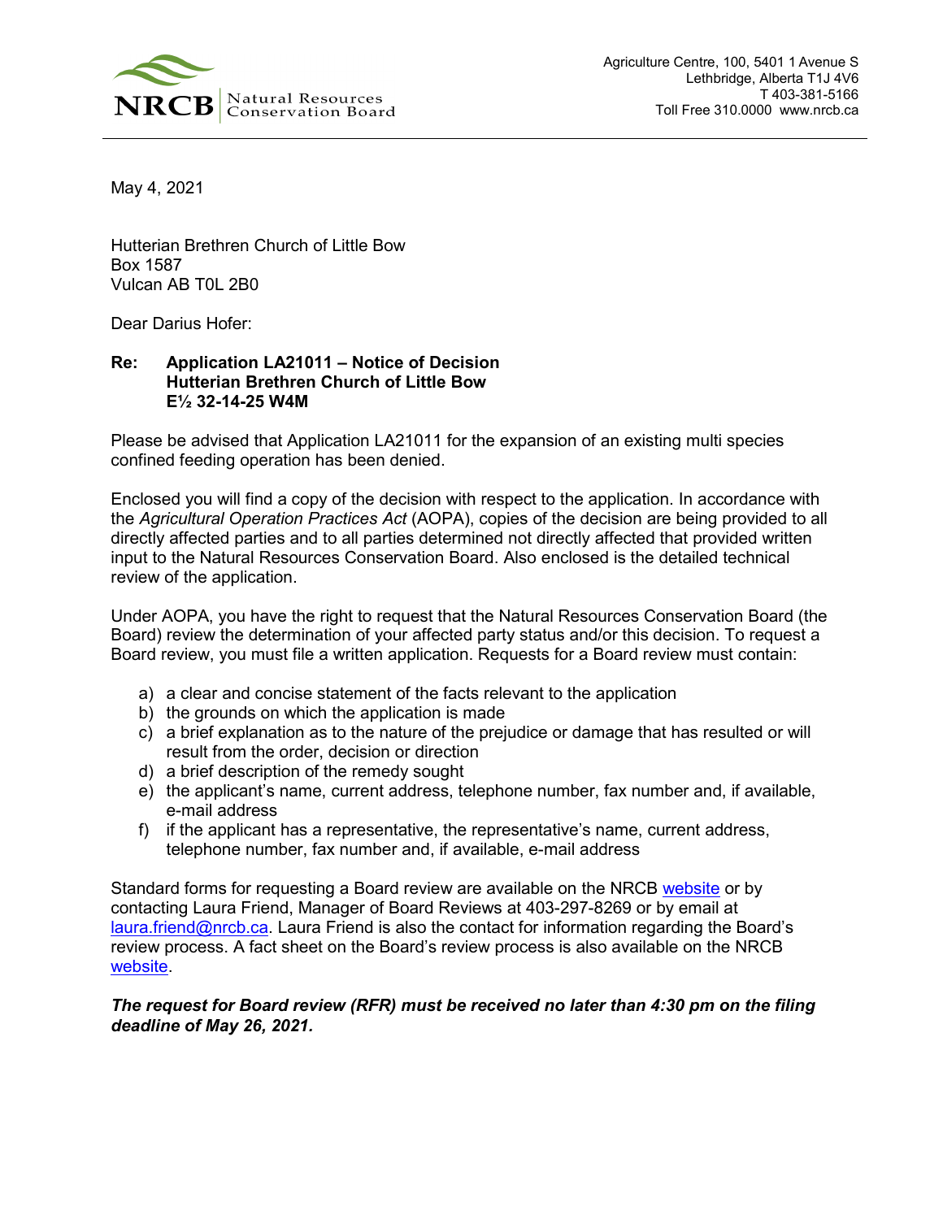NRCB | Natural Resources Conservation Board

Agriculture Centre, 100, 5401 1 Avenue S
Lethbridge, Alberta T1J 4V6
T 403-381-5166
Toll Free 310.0000 www.nrcb.ca

May 4, 2021

Hutterian Brethren Church of Little Bow
Box 1587
Vulcan AB T0L 2B0

Dear Darius Hofer:

**Re: Application LA21011 – Notice of Decision**
**Hutterian Brethren Church of Little Bow**
**E½ 32-14-25 W4M**

Please be advised that Application LA21011 for the expansion of an existing multi species confined feeding operation has been denied.

Enclosed you will find a copy of the decision with respect to the application. In accordance with the *Agricultural Operation Practices Act* (AOPA), copies of the decision are being provided to all directly affected parties and to all parties determined not directly affected that provided written input to the Natural Resources Conservation Board. Also enclosed is the detailed technical review of the application.

Under AOPA, you have the right to request that the Natural Resources Conservation Board (the Board) review the determination of your affected party status and/or this decision. To request a Board review, you must file a written application. Requests for a Board review must contain:

a) a clear and concise statement of the facts relevant to the application
b) the grounds on which the application is made
c) a brief explanation as to the nature of the prejudice or damage that has resulted or will result from the order, decision or direction
d) a brief description of the remedy sought
e) the applicant's name, current address, telephone number, fax number and, if available, e-mail address
f) if the applicant has a representative, the representative's name, current address, telephone number, fax number and, if available, e-mail address

Standard forms for requesting a Board review are available on the NRCB website or by contacting Laura Friend, Manager of Board Reviews at 403-297-8269 or by email at laura.friend@nrcb.ca. Laura Friend is also the contact for information regarding the Board's review process. A fact sheet on the Board's review process is also available on the NRCB website.

***The request for Board review (RFR) must be received no later than 4:30 pm on the filing deadline of May 26, 2021.***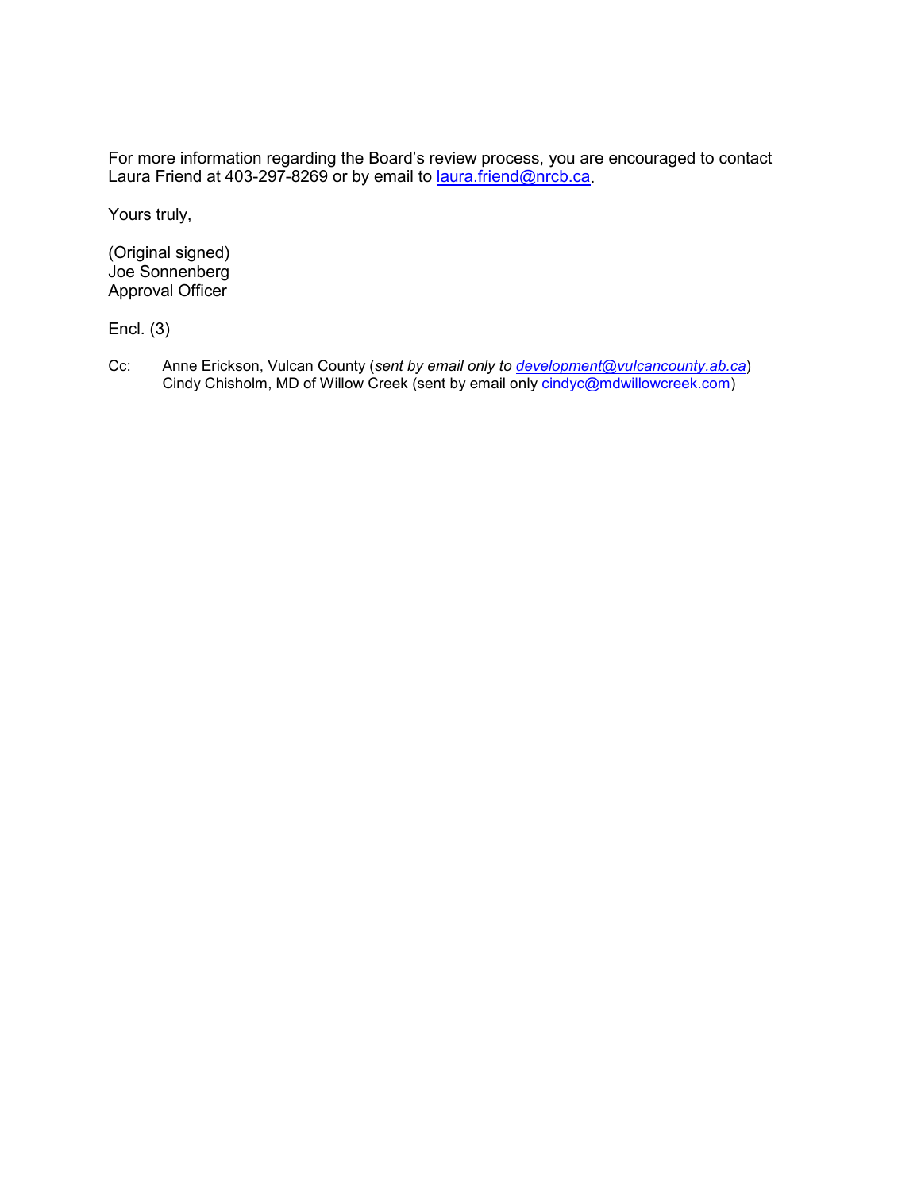For more information regarding the Board's review process, you are encouraged to contact Laura Friend at 403-297-8269 or by email to laura.friend@nrcb.ca.

Yours truly,

(Original signed)
Joe Sonnenberg
Approval Officer

Encl. (3)

Cc: Anne Erickson, Vulcan County (*sent by email only to development@vulcancounty.ab.ca*)
Cindy Chisholm, MD of Willow Creek (sent by email only cindyc@mdwillowcreek.com)